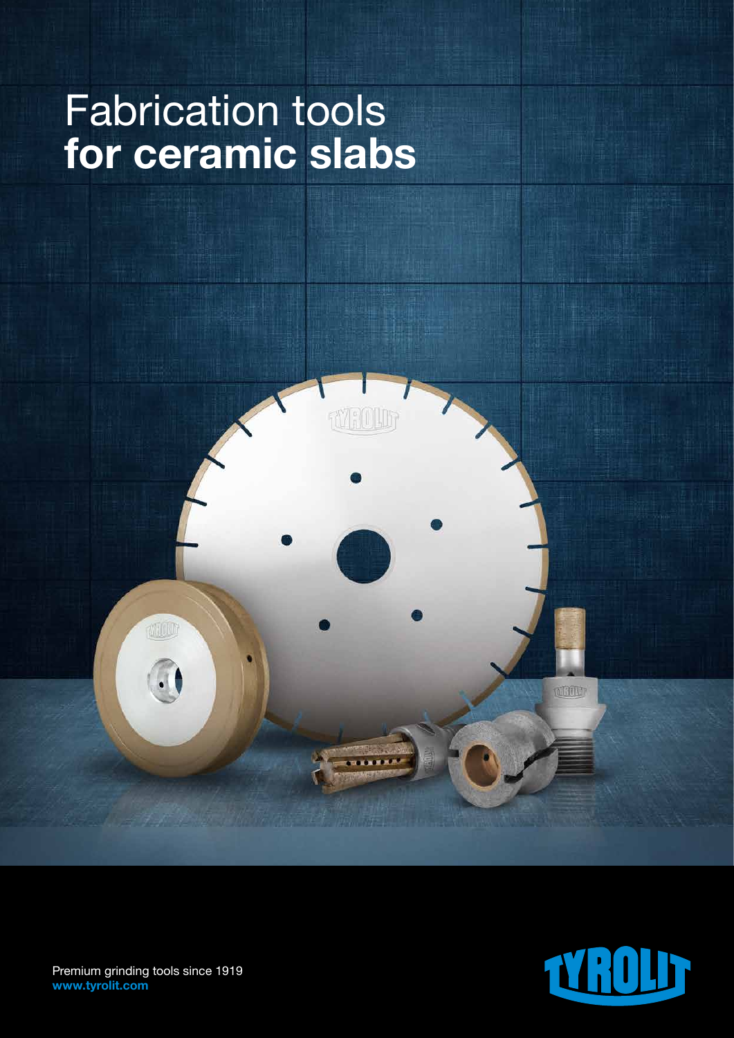# Fabrication tools **for ceramic slabs**

Premium grinding tools since 1919
**www.tyrolit.com**

TYROLIT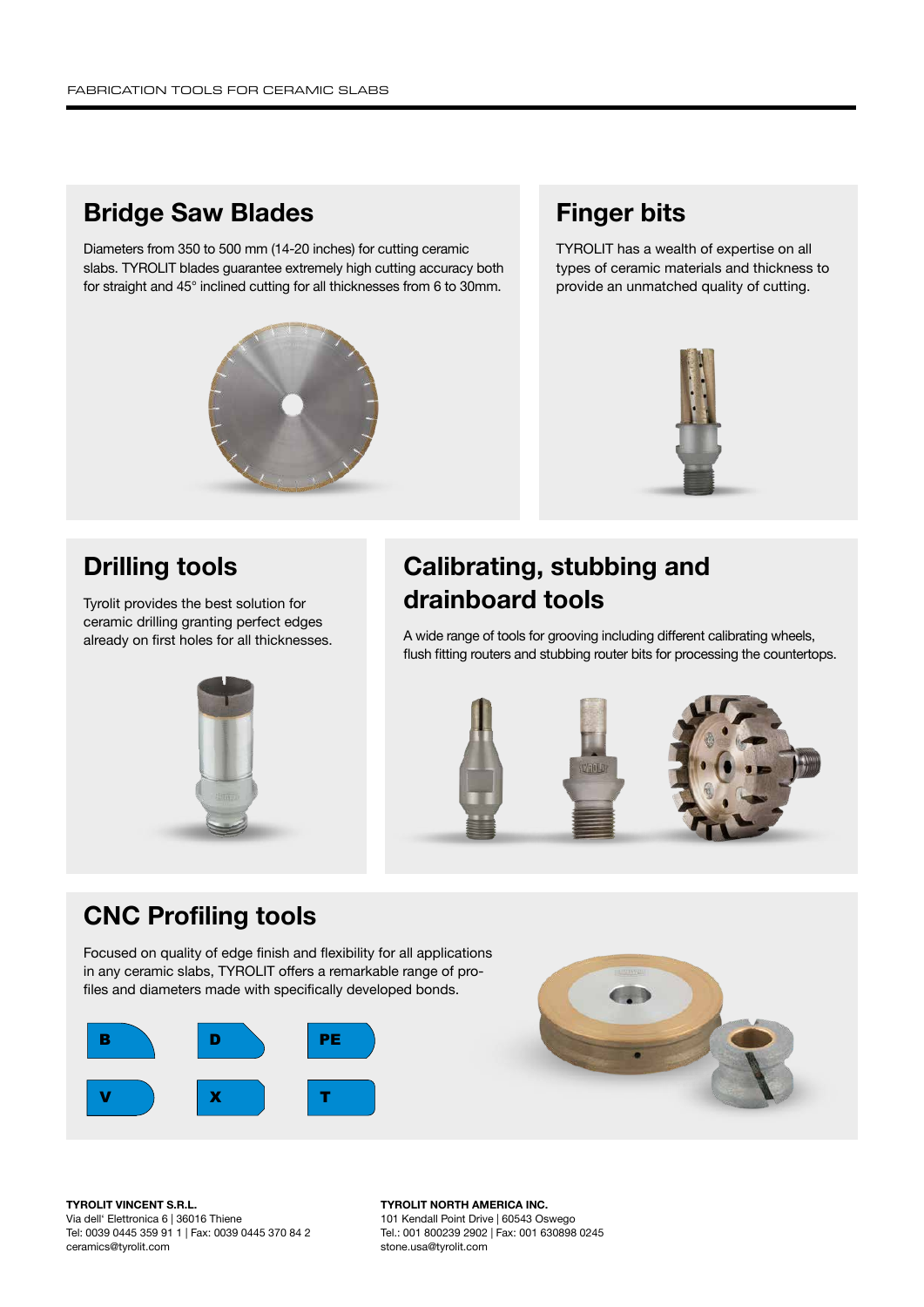## Bridge Saw Blades

Diameters from 350 to 500 mm (14-20 inches) for cutting ceramic slabs. TYROLIT blades guarantee extremely high cutting accuracy both for straight and 45° inclined cutting for all thicknesses from 6 to 30mm.

## Finger bits

TYROLIT has a wealth of expertise on all types of ceramic materials and thickness to provide an unmatched quality of cutting.

## Drilling tools

Tyrolit provides the best solution for ceramic drilling granting perfect edges already on first holes for all thicknesses.

## Calibrating, stubbing and drainboard tools

A wide range of tools for grooving including different calibrating wheels, flush fitting routers and stubbing router bits for processing the countertops.

## CNC Profiling tools

Focused on quality of edge finish and flexibility for all applications in any ceramic slabs, TYROLIT offers a remarkable range of profiles and diameters made with specifically developed bonds.

B D PE

V X T

**TYROLIT VINCENT S.R.L.**
Via dell' Elettronica 6 | 36016 Thiene
Tel: 0039 0445 359 91 1 | Fax: 0039 0445 370 84 2
ceramics@tyrolit.com

**TYROLIT NORTH AMERICA INC.**
101 Kendall Point Drive | 60543 Oswego
Tel.: 001 800239 2902 | Fax: 001 630898 0245
stone.usa@tyrolit.com